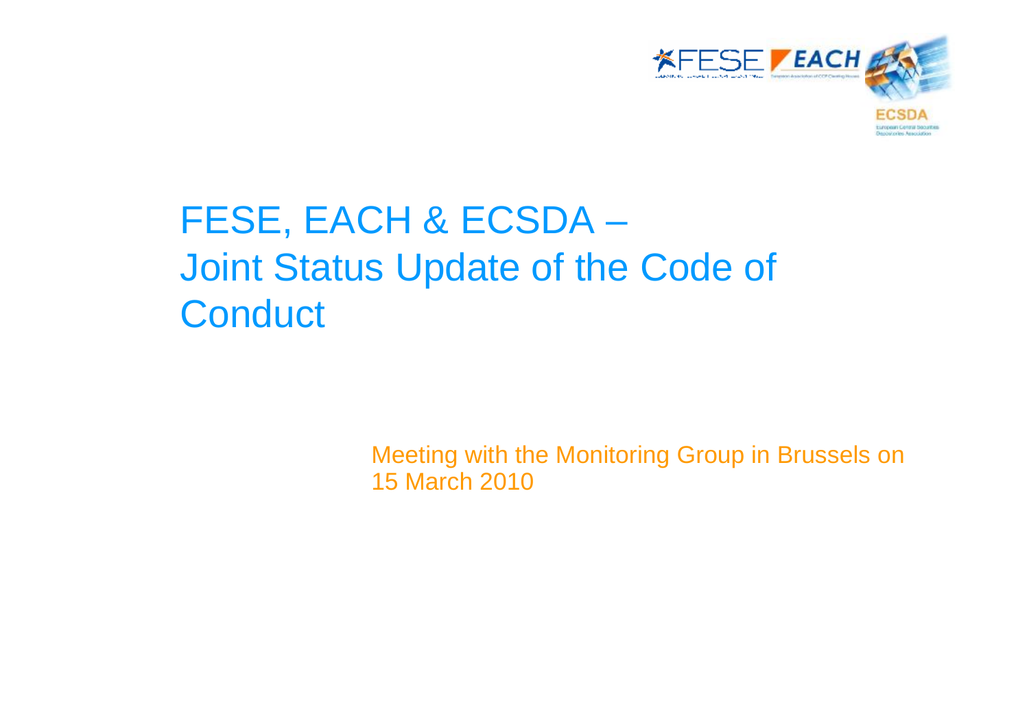# FESE, EACH & ECSDA – Joint Status Update of the Code of Conduct

Meeting with the Monitoring Group in Brussels on 15 March 2010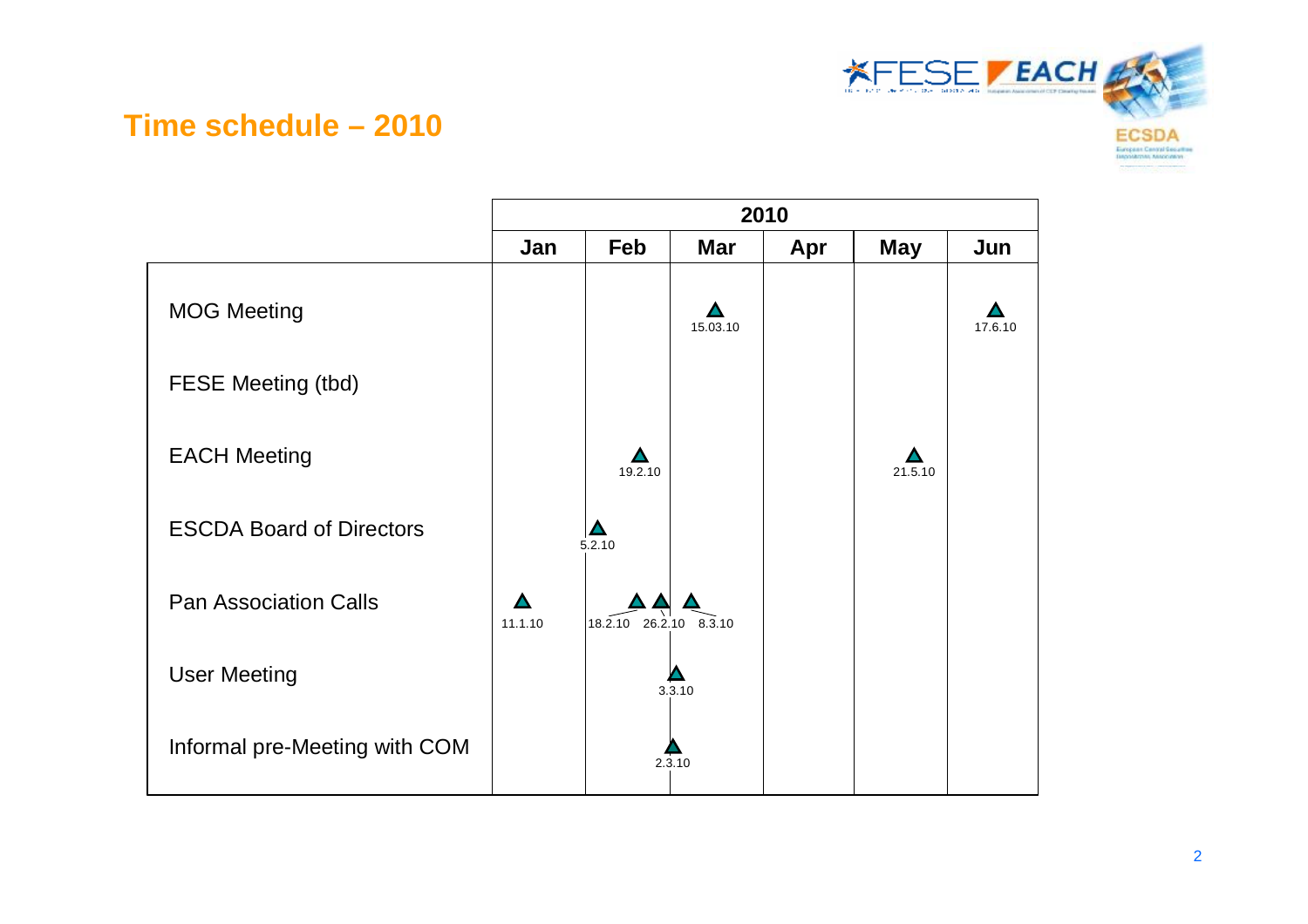## Time schedule – 2010

| | 2010 | | | | | |
|---|---|---|---|---|---|---|
| | Jan | Feb | Mar | Apr | May | Jun |
| MOG Meeting | | | ▲ 15.03.10 | | | ▲ 17.6.10 |
| FESE Meeting (tbd) | | | | | | |
| EACH Meeting | | ▲ 19.2.10 | | | ▲ 21.5.10 | |
| ESCDA Board of Directors | | ▲ 5.2.10 | | | | |
| Pan Association Calls | ▲ 11.1.10 | ▲ 18.2.10 ▲ 26.2.10 | ▲ 8.3.10 | | | |
| User Meeting | | | ▲ 3.3.10 | | | |
| Informal pre-Meeting with COM | | | ▲ 2.3.10 | | | |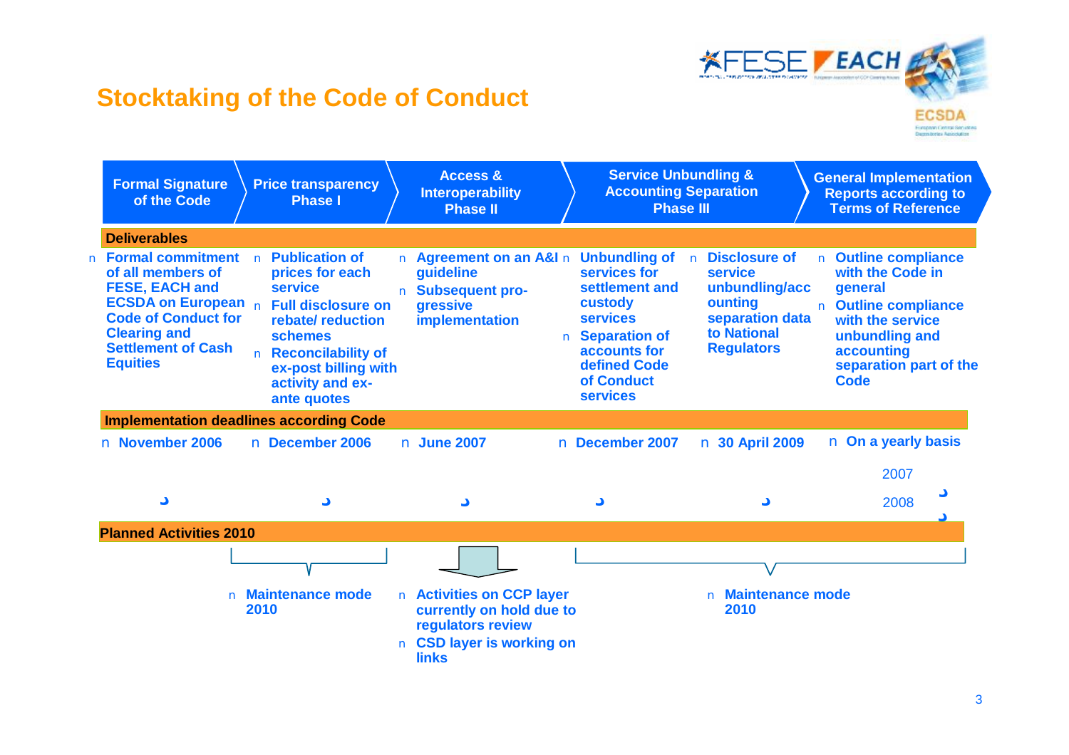# Stocktaking of the Code of Conduct

| Formal Signature of the Code | Price transparency Phase I | Access & Interoperability Phase II | Service Unbundling & Accounting Separation Phase III | | General Implementation Reports according to Terms of Reference |
|---|---|---|---|---|---|
| **Deliverables** | | | | | |
| Formal commitment of all members of FESE, EACH and ECSDA on European Code of Conduct for Clearing and Settlement of Cash Equities | Publication of prices for each service; Full disclosure on rebate/ reduction schemes; Reconcilability of ex-post billing with activity and ex-ante quotes | Agreement on an A&I guideline; Subsequent pro-gressive implementation | Unbundling of services for settlement and custody services; Separation of accounts for defined Code of Conduct services | Disclosure of service unbundling/accounting separation data to National Regulators | Outline compliance with the Code in general; Outline compliance with the service unbundling and accounting separation part of the Code |
| **Implementation deadlines according Code** | | | | | |
| November 2006 ✓ | December 2006 ✓ | June 2007 ✓ | December 2007 ✓ | 30 April 2009 ✓ | On a yearly basis: 2007 ✓, 2008 ✓ |

**Planned Activities 2010**

- Maintenance mode 2010 (Price transparency Phase I)
- Access & Interoperability Phase II:
  - Activities on CCP layer currently on hold due to regulators review
  - CSD layer is working on links
- Maintenance mode 2010 (Service Unbundling & Accounting Separation Phase III; General Implementation Reports)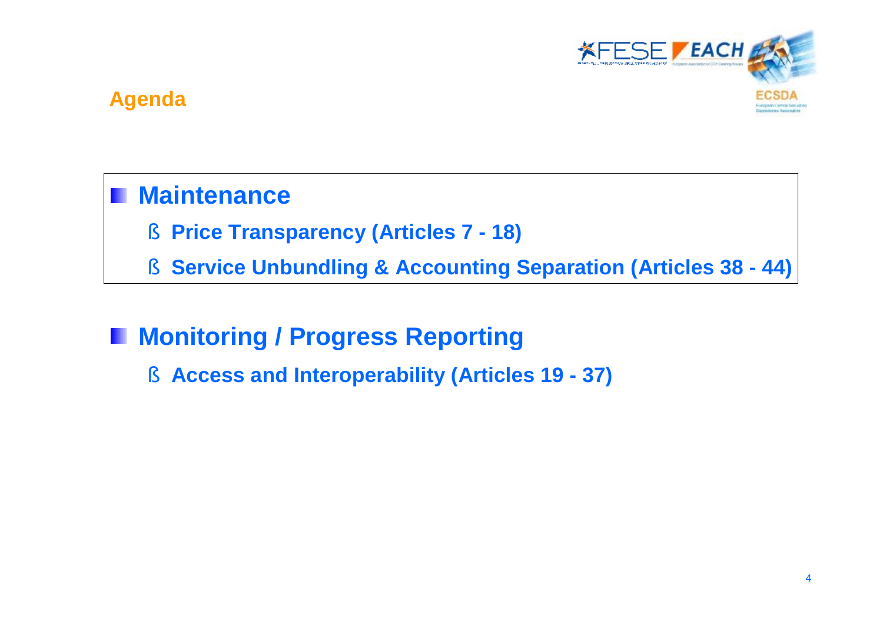## Agenda

- **Maintenance**
  - **Price Transparency (Articles 7 - 18)**
  - **Service Unbundling & Accounting Separation (Articles 38 - 44)**

- **Monitoring / Progress Reporting**
  - **Access and Interoperability (Articles 19 - 37)**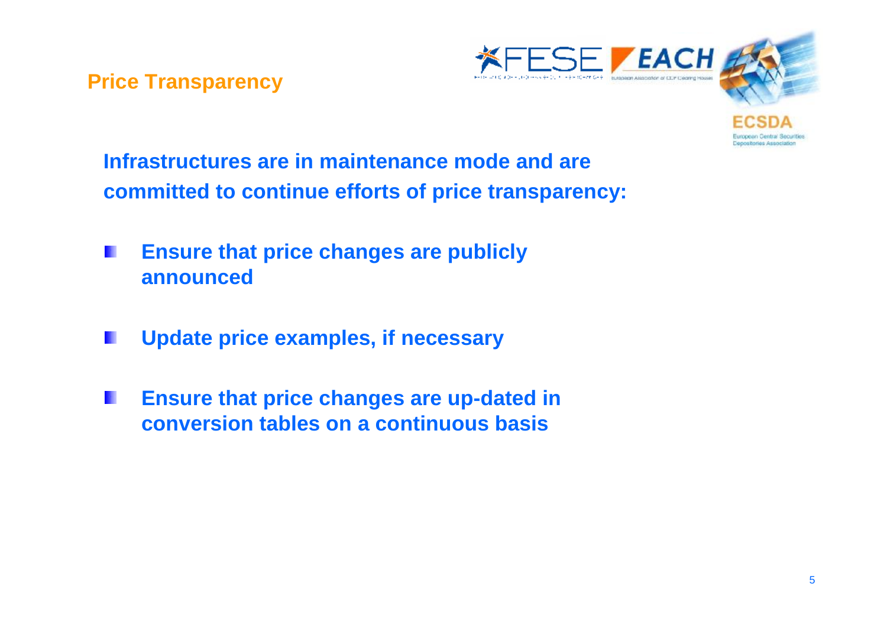## Price Transparency

**Infrastructures are in maintenance mode and are committed to continue efforts of price transparency:**

- **Ensure that price changes are publicly announced**
- **Update price examples, if necessary**
- **Ensure that price changes are up-dated in conversion tables on a continuous basis**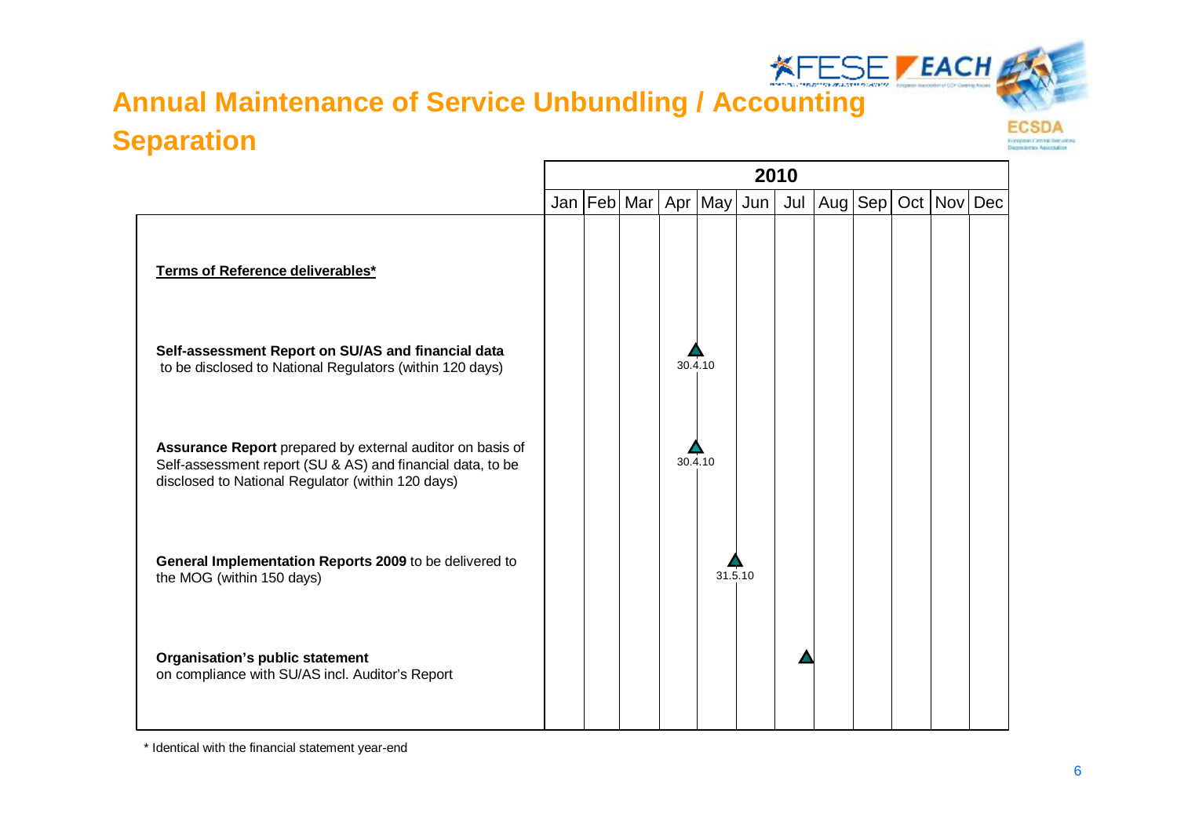# Annual Maintenance of Service Unbundling / Accounting Separation

| | 2010 | | | | | | | | | | | |
|---|---|---|---|---|---|---|---|---|---|---|---|---|
| | Jan | Feb | Mar | Apr | May | Jun | Jul | Aug | Sep | Oct | Nov | Dec |
| **Terms of Reference deliverables*** | | | | | | | | | | | | |
| **Self-assessment Report on SU/AS and financial data** to be disclosed to National Regulators (within 120 days) | | | | ▲ 30.4.10 | | | | | | | | |
| **Assurance Report** prepared by external auditor on basis of Self-assessment report (SU & AS) and financial data, to be disclosed to National Regulator (within 120 days) | | | | ▲ 30.4.10 | | | | | | | | |
| **General Implementation Reports 2009** to be delivered to the MOG (within 150 days) | | | | | ▲ 31.5.10 | | | | | | | |
| **Organisation's public statement** on compliance with SU/AS incl. Auditor's Report | | | | | | | ▲ | | | | | |

\* Identical with the financial statement year-end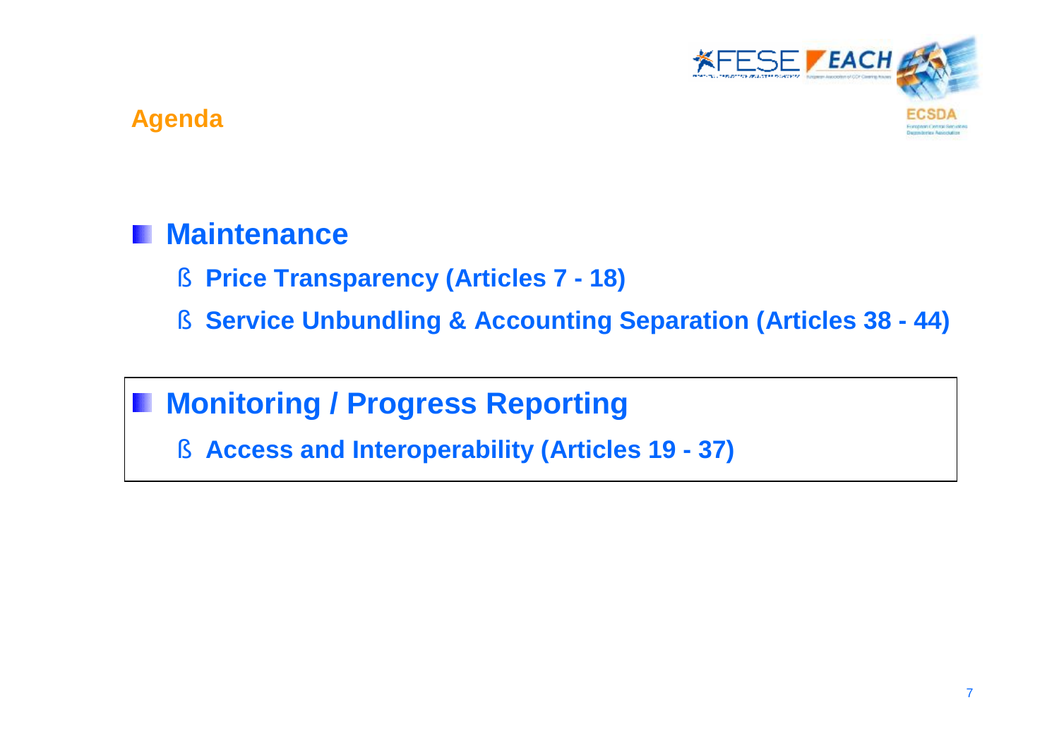## Agenda

- **Maintenance**
  - **Price Transparency (Articles 7 - 18)**
  - **Service Unbundling & Accounting Separation (Articles 38 - 44)**

- **Monitoring / Progress Reporting**
  - **Access and Interoperability (Articles 19 - 37)**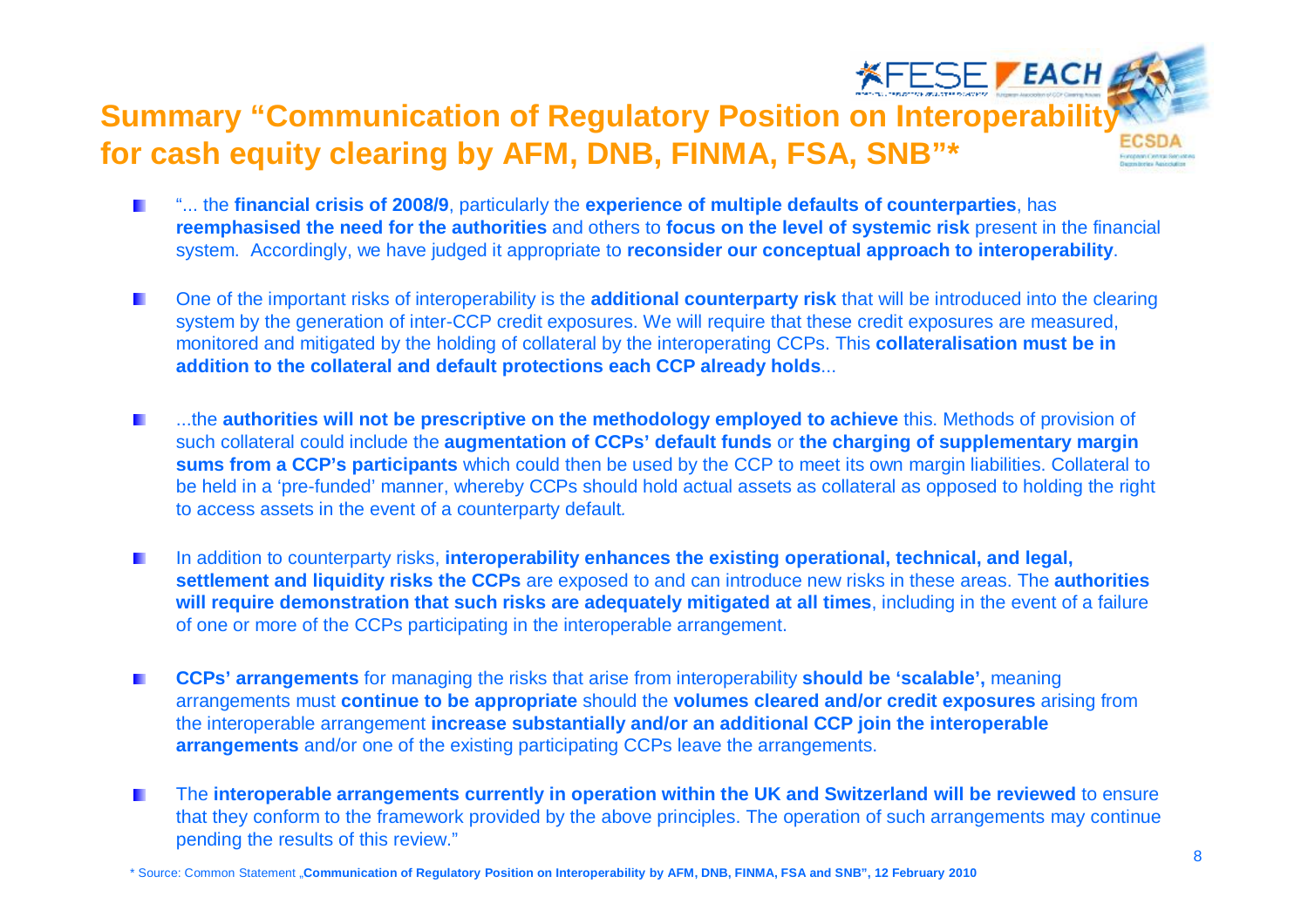# Summary "Communication of Regulatory Position on Interoperability for cash equity clearing by AFM, DNB, FINMA, FSA, SNB"*

- "... the **financial crisis of 2008/9**, particularly the **experience of multiple defaults of counterparties**, has **reemphasised the need for the authorities** and others to **focus on the level of systemic risk** present in the financial system. Accordingly, we have judged it appropriate to **reconsider our conceptual approach to interoperability**.
- One of the important risks of interoperability is the **additional counterparty risk** that will be introduced into the clearing system by the generation of inter-CCP credit exposures. We will require that these credit exposures are measured, monitored and mitigated by the holding of collateral by the interoperating CCPs. This **collateralisation must be in addition to the collateral and default protections each CCP already holds**...
- ...the **authorities will not be prescriptive on the methodology employed to achieve** this. Methods of provision of such collateral could include the **augmentation of CCPs' default funds** or **the charging of supplementary margin sums from a CCP's participants** which could then be used by the CCP to meet its own margin liabilities. Collateral to be held in a 'pre-funded' manner, whereby CCPs should hold actual assets as collateral as opposed to holding the right to access assets in the event of a counterparty default.
- In addition to counterparty risks, **interoperability enhances the existing operational, technical, and legal, settlement and liquidity risks the CCPs** are exposed to and can introduce new risks in these areas. The **authorities will require demonstration that such risks are adequately mitigated at all times**, including in the event of a failure of one or more of the CCPs participating in the interoperable arrangement.
- **CCPs' arrangements** for managing the risks that arise from interoperability **should be 'scalable',** meaning arrangements must **continue to be appropriate** should the **volumes cleared and/or credit exposures** arising from the interoperable arrangement **increase substantially and/or an additional CCP join the interoperable arrangements** and/or one of the existing participating CCPs leave the arrangements.
- The **interoperable arrangements currently in operation within the UK and Switzerland will be reviewed** to ensure that they conform to the framework provided by the above principles. The operation of such arrangements may continue pending the results of this review."

\* Source: Common Statement „**Communication of Regulatory Position on Interoperability by AFM, DNB, FINMA, FSA and SNB", 12 February 2010**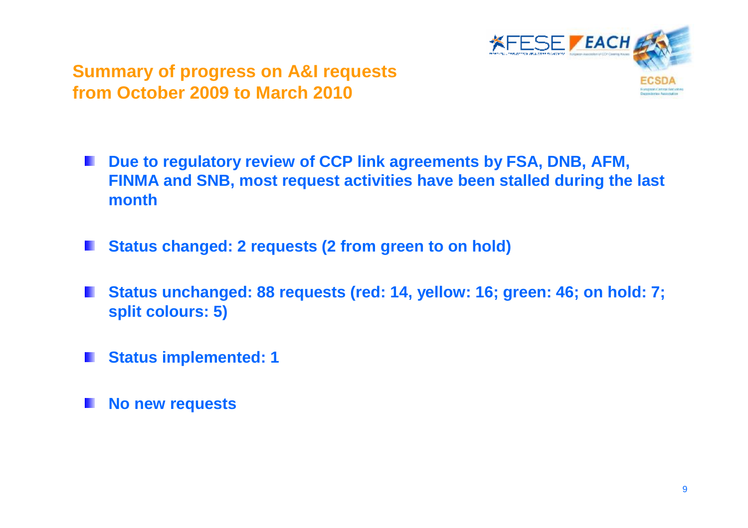## Summary of progress on A&I requests from October 2009 to March 2010

- **Due to regulatory review of CCP link agreements by FSA, DNB, AFM, FINMA and SNB, most request activities have been stalled during the last month**
- **Status changed: 2 requests (2 from green to on hold)**
- **Status unchanged: 88 requests (red: 14, yellow: 16; green: 46; on hold: 7; split colours: 5)**
- **Status implemented: 1**
- **No new requests**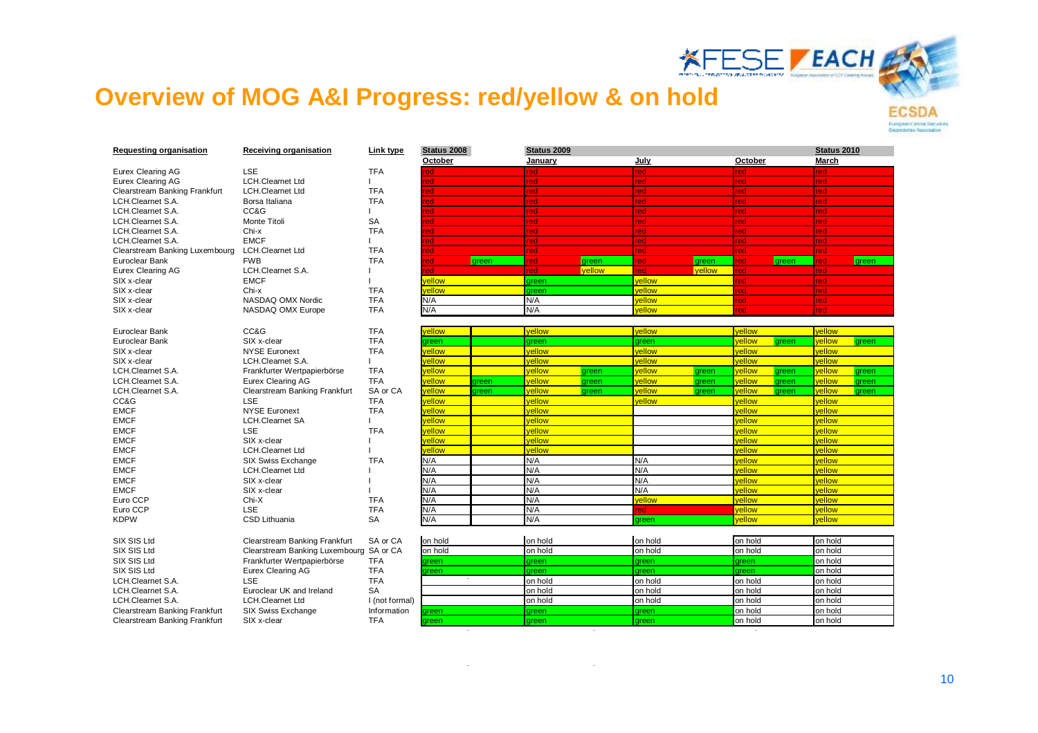# Overview of MOG A&I Progress: red/yellow & on hold

| Requesting organisation | Receiving organisation | Link type | Status 2008 | | Status 2009 | | | | | | Status 2010 | |
|---|---|---|---|---|---|---|---|---|---|---|---|---|
| | | | October | | January | | July | | October | | March | |
| Eurex Clearing AG | LSE | TFA | red | | red | | red | | red | | red | |
| Eurex Clearing AG | LCH.Clearnet Ltd | I | red | | red | | red | | red | | red | |
| Clearstream Banking Frankfurt | LCH.Clearnet Ltd | TFA | red | | red | | red | | red | | red | |
| LCH.Clearnet S.A. | Borsa Italiana | TFA | red | | red | | red | | red | | red | |
| LCH.Clearnet S.A. | CC&G | I | red | | red | | red | | red | | red | |
| LCH.Clearnet S.A. | Monte Titoli | SA | red | | red | | red | | red | | red | |
| LCH.Clearnet S.A. | Chi-x | TFA | red | | red | | red | | red | | red | |
| LCH.Clearnet S.A. | EMCF | I | red | | red | | red | | red | | red | |
| Clearstream Banking Luxembourg | LCH.Clearnet Ltd | TFA | red | | red | | red | | red | | red | |
| Euroclear Bank | FWB | TFA | red | green | red | green | red | green | red | green | red | green |
| Eurex Clearing AG | LCH.Clearnet S.A. | I | red | | red | yellow | red | yellow | red | | red | |
| SIX x-clear | EMCF | I | yellow | | green | | yellow | | red | | red | |
| SIX x-clear | Chi-x | TFA | yellow | | green | | yellow | | red | | red | |
| SIX x-clear | NASDAQ OMX Nordic | TFA | N/A | | N/A | | yellow | | red | | red | |
| SIX x-clear | NASDAQ OMX Europe | TFA | N/A | | N/A | | yellow | | red | | red | |
| | | | | | | | | | | | | |
| Euroclear Bank | CC&G | TFA | yellow | | yellow | | yellow | | yellow | | yellow | |
| Euroclear Bank | SIX x-clear | TFA | green | | green | | green | | yellow | green | yellow | green |
| SIX x-clear | NYSE Euronext | TFA | yellow | | yellow | | yellow | | yellow | | yellow | |
| SIX x-clear | LCH.Clearnet S.A. | I | yellow | | yellow | | yellow | | yellow | | yellow | |
| LCH.Clearnet S.A. | Frankfurter Wertpapierbörse | TFA | yellow | | yellow | green | yellow | green | yellow | green | yellow | green |
| LCH.Clearnet S.A. | Eurex Clearing AG | TFA | yellow | green | yellow | green | yellow | green | yellow | green | yellow | green |
| LCH.Clearnet S.A. | Clearstream Banking Frankfurt | SA or CA | yellow | green | yellow | green | yellow | green | yellow | green | yellow | green |
| CC&G | LSE | TFA | yellow | | yellow | | yellow | | yellow | | yellow | |
| EMCF | NYSE Euronext | TFA | yellow | | yellow | | | | yellow | | yellow | |
| EMCF | LCH.Clearnet SA | I | yellow | | yellow | | | | yellow | | yellow | |
| EMCF | LSE | TFA | yellow | | yellow | | | | yellow | | yellow | |
| EMCF | SIX x-clear | I | yellow | | yellow | | | | yellow | | yellow | |
| EMCF | LCH.Clearnet Ltd | I | yellow | | yellow | | | | yellow | | yellow | |
| EMCF | SIX Swiss Exchange | TFA | N/A | | N/A | | N/A | | yellow | | yellow | |
| EMCF | LCH.Clearnet Ltd | I | N/A | | N/A | | N/A | | yellow | | yellow | |
| EMCF | SIX x-clear | I | N/A | | N/A | | N/A | | yellow | | yellow | |
| EMCF | SIX x-clear | I | N/A | | N/A | | N/A | | yellow | | yellow | |
| Euro CCP | Chi-X | TFA | N/A | | N/A | | yellow | | yellow | | yellow | |
| Euro CCP | LSE | TFA | N/A | | N/A | | red | | yellow | | yellow | |
| KDPW | CSD Lithuania | SA | N/A | | N/A | | green | | yellow | | yellow | |
| | | | | | | | | | | | | |
| SIX SIS Ltd | Clearstream Banking Frankfurt | SA or CA | on hold | | on hold | | on hold | | on hold | | on hold | |
| SIX SIS Ltd | Clearstream Banking Luxembourg | SA or CA | on hold | | on hold | | on hold | | on hold | | on hold | |
| SIX SIS Ltd | Frankfurter Wertpapierbörse | TFA | green | | green | | green | | green | | on hold | |
| SIX SIS Ltd | Eurex Clearing AG | TFA | green | | green | | green | | green | | on hold | |
| LCH.Clearnet S.A. | LSE | TFA | | | on hold | | on hold | | on hold | | on hold | |
| LCH.Clearnet S.A. | Euroclear UK and Ireland | SA | | | on hold | | on hold | | on hold | | on hold | |
| LCH.Clearnet S.A. | LCH.Clearnet Ltd | I (not formal) | | | on hold | | on hold | | on hold | | on hold | |
| Clearstream Banking Frankfurt | SIX Swiss Exchange | Information | green | | green | | green | | on hold | | on hold | |
| Clearstream Banking Frankfurt | SIX x-clear | TFA | green | | green | | green | | on hold | | on hold | |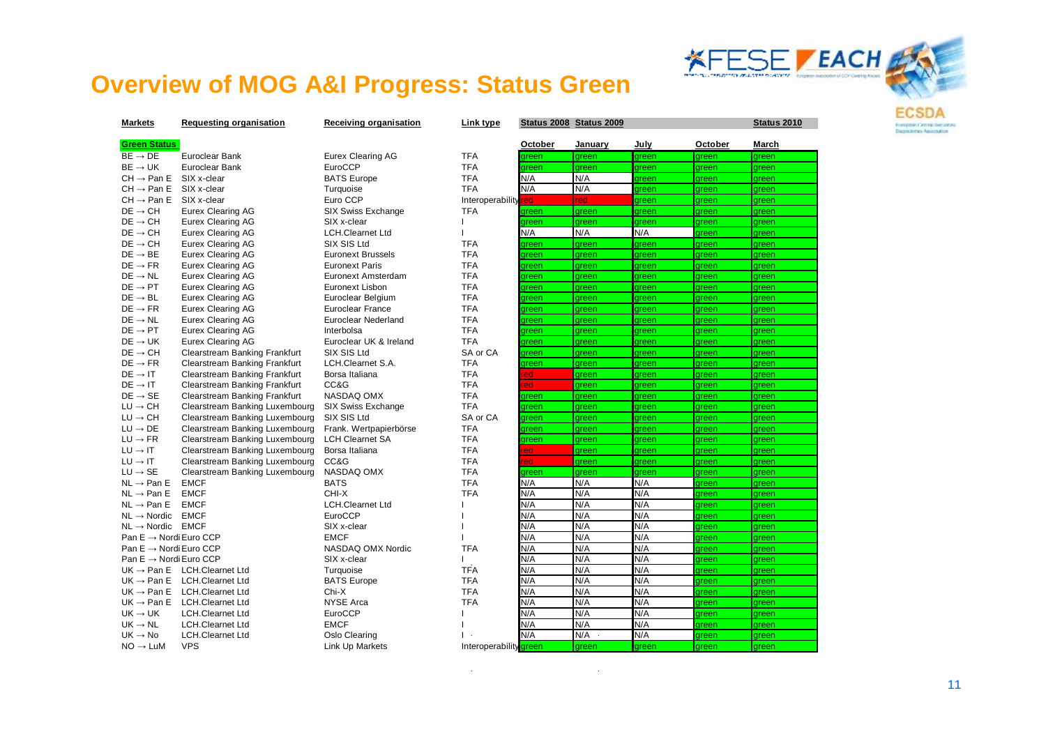# Overview of MOG A&I Progress: Status Green

| Markets | Requesting organisation | Receiving organisation | Link type | Status 2008 | Status 2009 | | | Status 2010 |
|---|---|---|---|---|---|---|---|---|
| | | | | October | January | July | October | March |
| **Green Status** | | | | | | | | |
| BE → DE | Euroclear Bank | Eurex Clearing AG | TFA | green | green | green | green | green |
| BE → UK | Euroclear Bank | EuroCCP | TFA | green | green | green | green | green |
| CH → Pan E | SIX x-clear | BATS Europe | TFA | N/A | N/A | green | green | green |
| CH → Pan E | SIX x-clear | Turquoise | TFA | N/A | N/A | green | green | green |
| CH → Pan E | SIX x-clear | Euro CCP | Interoperability | red | red | green | green | green |
| DE → CH | Eurex Clearing AG | SIX Swiss Exchange | TFA | green | green | green | green | green |
| DE → CH | Eurex Clearing AG | SIX x-clear | I | green | green | green | green | green |
| DE → CH | Eurex Clearing AG | LCH.Clearnet Ltd | I | N/A | N/A | N/A | green | green |
| DE → CH | Eurex Clearing AG | SIX SIS Ltd | TFA | green | green | green | green | green |
| DE → BE | Eurex Clearing AG | Euronext Brussels | TFA | green | green | green | green | green |
| DE → FR | Eurex Clearing AG | Euronext Paris | TFA | green | green | green | green | green |
| DE → NL | Eurex Clearing AG | Euronext Amsterdam | TFA | green | green | green | green | green |
| DE → PT | Eurex Clearing AG | Euronext Lisbon | TFA | green | green | green | green | green |
| DE → BL | Eurex Clearing AG | Euroclear Belgium | TFA | green | green | green | green | green |
| DE → FR | Eurex Clearing AG | Euroclear France | TFA | green | green | green | green | green |
| DE → NL | Eurex Clearing AG | Euroclear Nederland | TFA | green | green | green | green | green |
| DE → PT | Eurex Clearing AG | Interbolsa | TFA | green | green | green | green | green |
| DE → UK | Eurex Clearing AG | Euroclear UK & Ireland | TFA | green | green | green | green | green |
| DE → CH | Clearstream Banking Frankfurt | SIX SIS Ltd | SA or CA | green | green | green | green | green |
| DE → FR | Clearstream Banking Frankfurt | LCH.Clearnet S.A. | TFA | green | green | green | green | green |
| DE → IT | Clearstream Banking Frankfurt | Borsa Italiana | TFA | red | green | green | green | green |
| DE → IT | Clearstream Banking Frankfurt | CC&G | TFA | red | green | green | green | green |
| DE → SE | Clearstream Banking Frankfurt | NASDAQ OMX | TFA | green | green | green | green | green |
| LU → CH | Clearstream Banking Luxembourg | SIX Swiss Exchange | TFA | green | green | green | green | green |
| LU → CH | Clearstream Banking Luxembourg | SIX SIS Ltd | SA or CA | green | green | green | green | green |
| LU → DE | Clearstream Banking Luxembourg | Frank. Wertpapierbörse | TFA | green | green | green | green | green |
| LU → FR | Clearstream Banking Luxembourg | LCH Clearnet SA | TFA | green | green | green | green | green |
| LU → IT | Clearstream Banking Luxembourg | Borsa Italiana | TFA | red | green | green | green | green |
| LU → IT | Clearstream Banking Luxembourg | CC&G | TFA | red | green | green | green | green |
| LU → SE | Clearstream Banking Luxembourg | NASDAQ OMX | TFA | green | green | green | green | green |
| NL → Pan E | EMCF | BATS | TFA | N/A | N/A | N/A | green | green |
| NL → Pan E | EMCF | CHI-X | TFA | N/A | N/A | N/A | green | green |
| NL → Pan E | EMCF | LCH.Clearnet Ltd | I | N/A | N/A | N/A | green | green |
| NL → Nordic | EMCF | EuroCCP | I | N/A | N/A | N/A | green | green |
| NL → Nordic | EMCF | SIX x-clear | I | N/A | N/A | N/A | green | green |
| Pan E → Nordi | Euro CCP | EMCF | I | N/A | N/A | N/A | green | green |
| Pan E → Nordi | Euro CCP | NASDAQ OMX Nordic | TFA | N/A | N/A | N/A | green | green |
| Pan E → Nordi | Euro CCP | SIX x-clear | I | N/A | N/A | N/A | green | green |
| UK → Pan E | LCH.Clearnet Ltd | Turquoise | TFA | N/A | N/A | N/A | green | green |
| UK → Pan E | LCH.Clearnet Ltd | BATS Europe | TFA | N/A | N/A | N/A | green | green |
| UK → Pan E | LCH.Clearnet Ltd | Chi-X | TFA | N/A | N/A | N/A | green | green |
| UK → Pan E | LCH.Clearnet Ltd | NYSE Arca | TFA | N/A | N/A | N/A | green | green |
| UK → UK | LCH.Clearnet Ltd | EuroCCP | I | N/A | N/A | N/A | green | green |
| UK → NL | LCH.Clearnet Ltd | EMCF | I | N/A | N/A | N/A | green | green |
| UK → No | LCH.Clearnet Ltd | Oslo Clearing | I | N/A | N/A | N/A | green | green |
| NO → LuM | VPS | Link Up Markets | Interoperability | green | green | green | green | green |